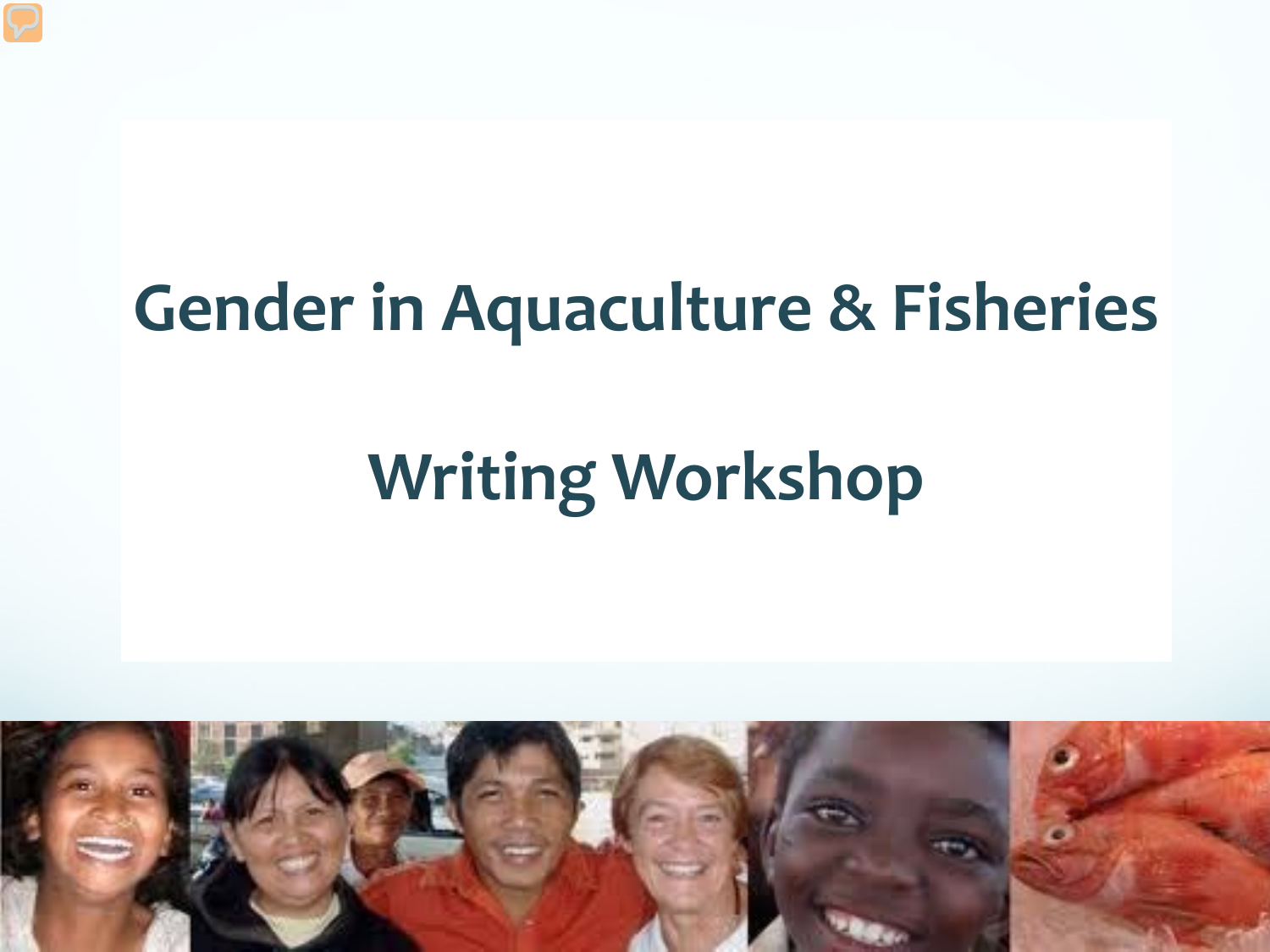# Gender in Aquaculture & Fisheries

## Writing Workshop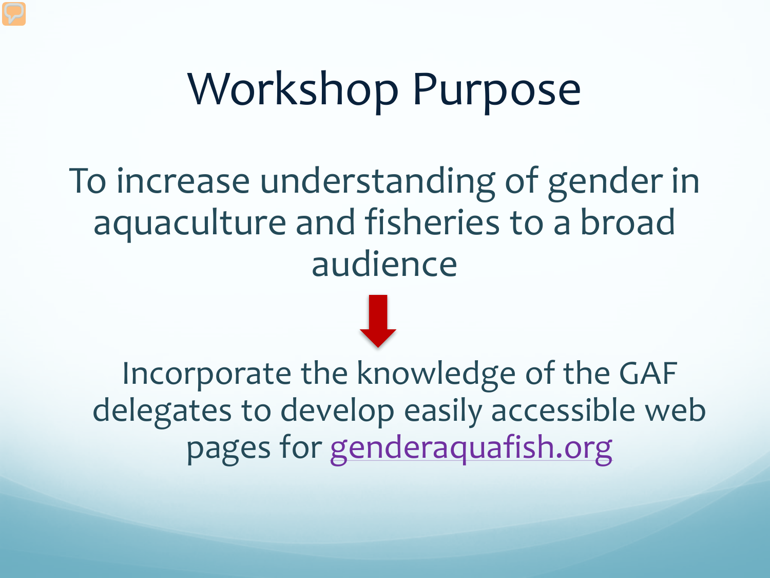# Workshop Purpose

To increase understanding of gender in aquaculture and fisheries to a broad audience

↓

Incorporate the knowledge of the GAF delegates to develop easily accessible web pages for genderaquafish.org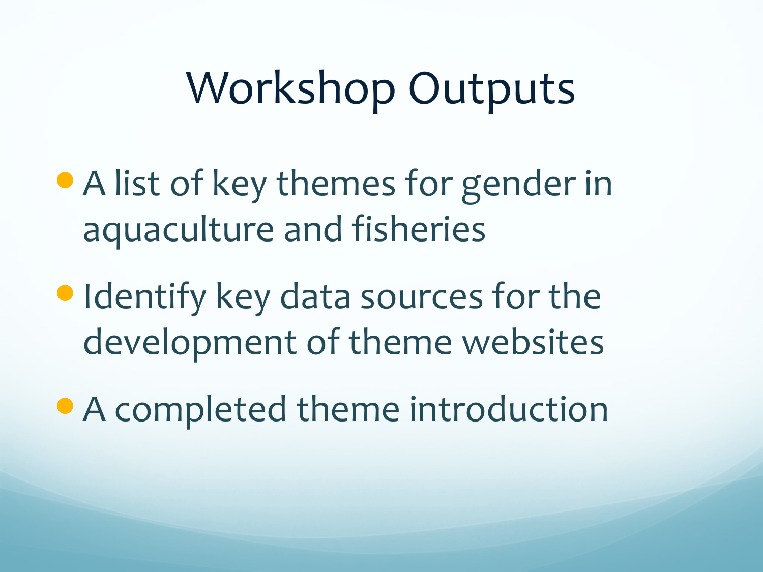# Workshop Outputs

- A list of key themes for gender in aquaculture and fisheries
- Identify key data sources for the development of theme websites
- A completed theme introduction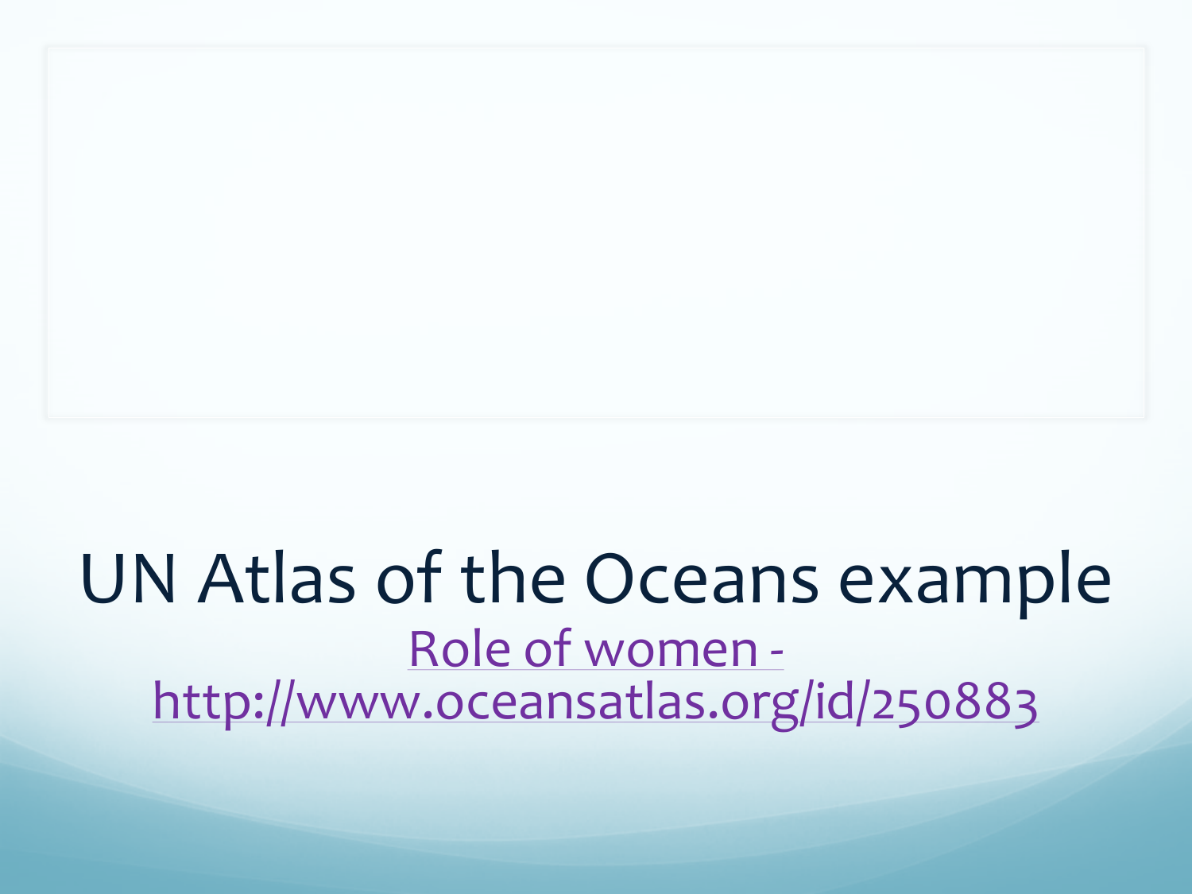# UN Atlas of the Oceans example

Role of women - http://www.oceansatlas.org/id/250883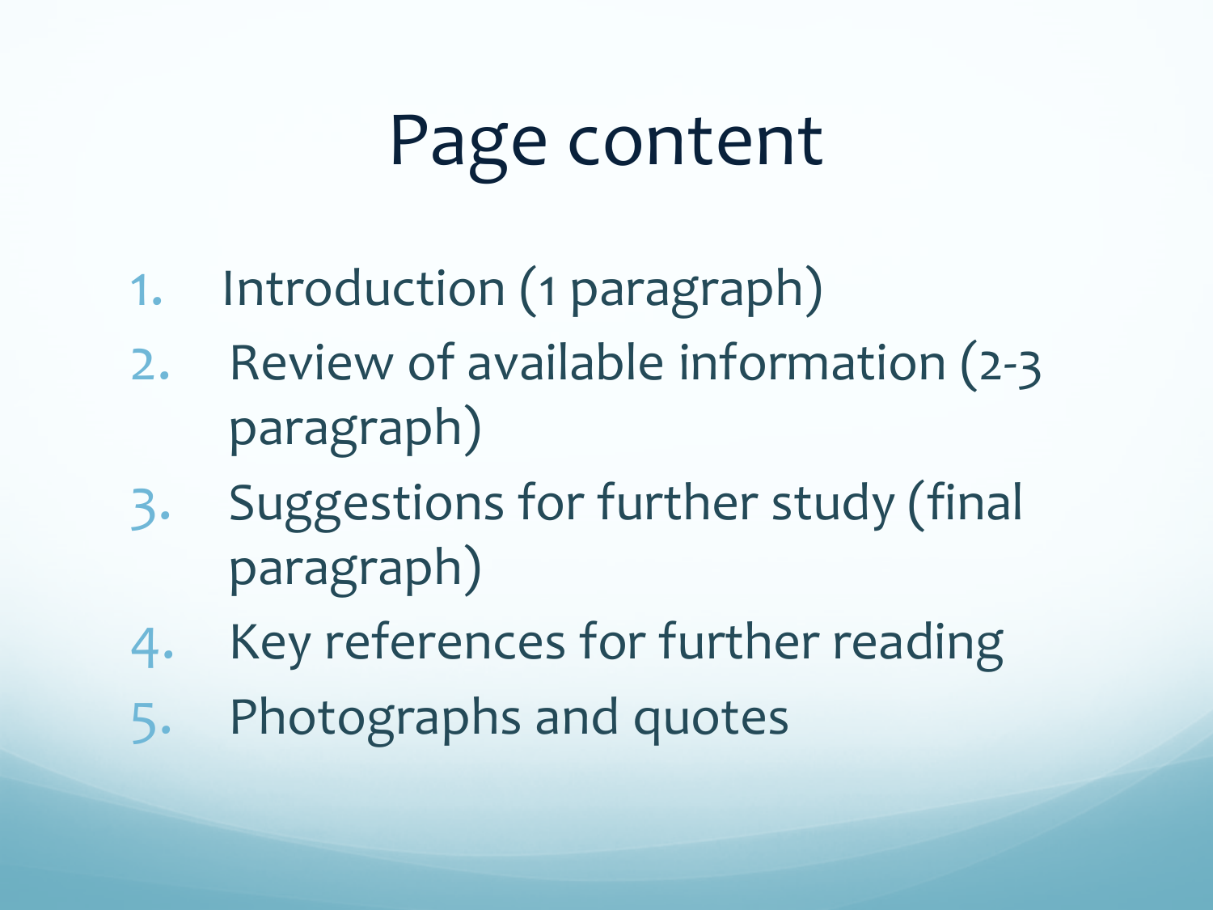# Page content

1. Introduction (1 paragraph)
2. Review of available information (2-3 paragraph)
3. Suggestions for further study (final paragraph)
4. Key references for further reading
5. Photographs and quotes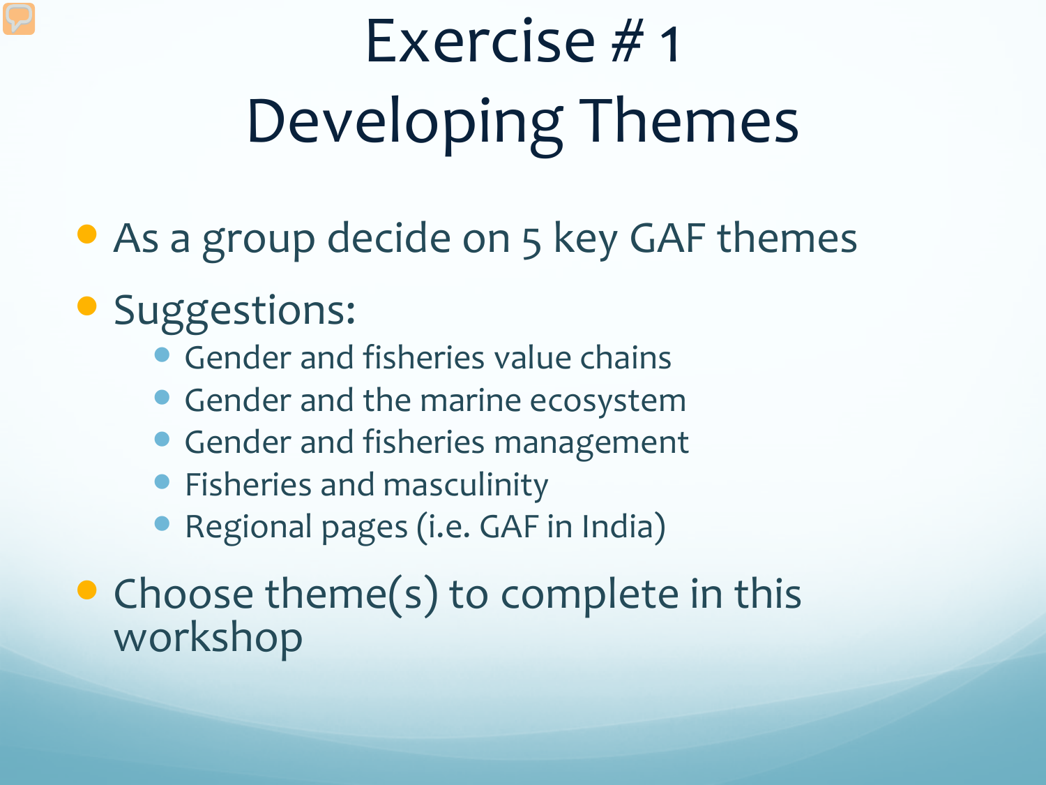# Exercise # 1
# Developing Themes

- As a group decide on 5 key GAF themes
- Suggestions:
  - Gender and fisheries value chains
  - Gender and the marine ecosystem
  - Gender and fisheries management
  - Fisheries and masculinity
  - Regional pages (i.e. GAF in India)
- Choose theme(s) to complete in this workshop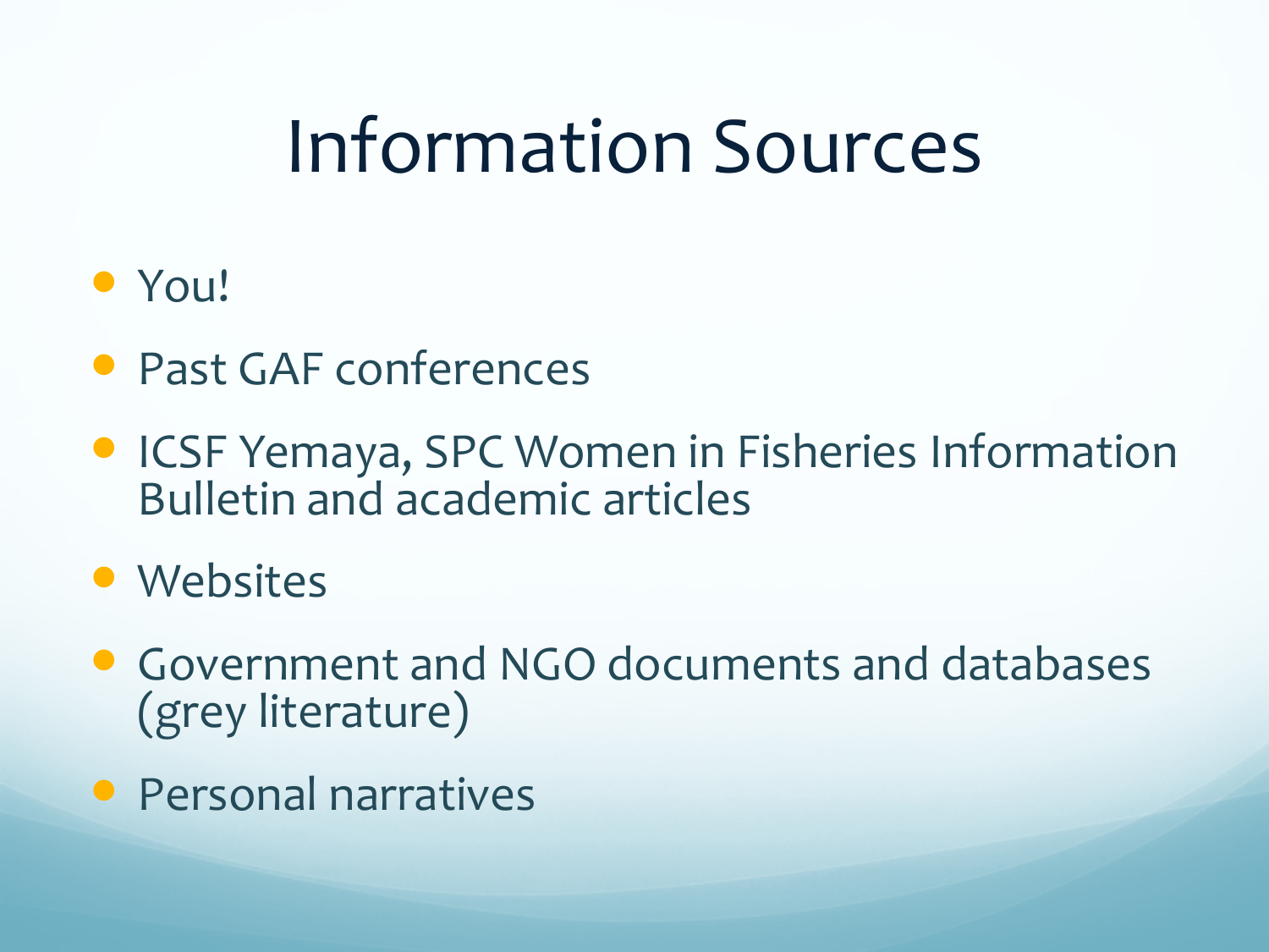# Information Sources

- You!
- Past GAF conferences
- ICSF Yemaya, SPC Women in Fisheries Information Bulletin and academic articles
- Websites
- Government and NGO documents and databases (grey literature)
- Personal narratives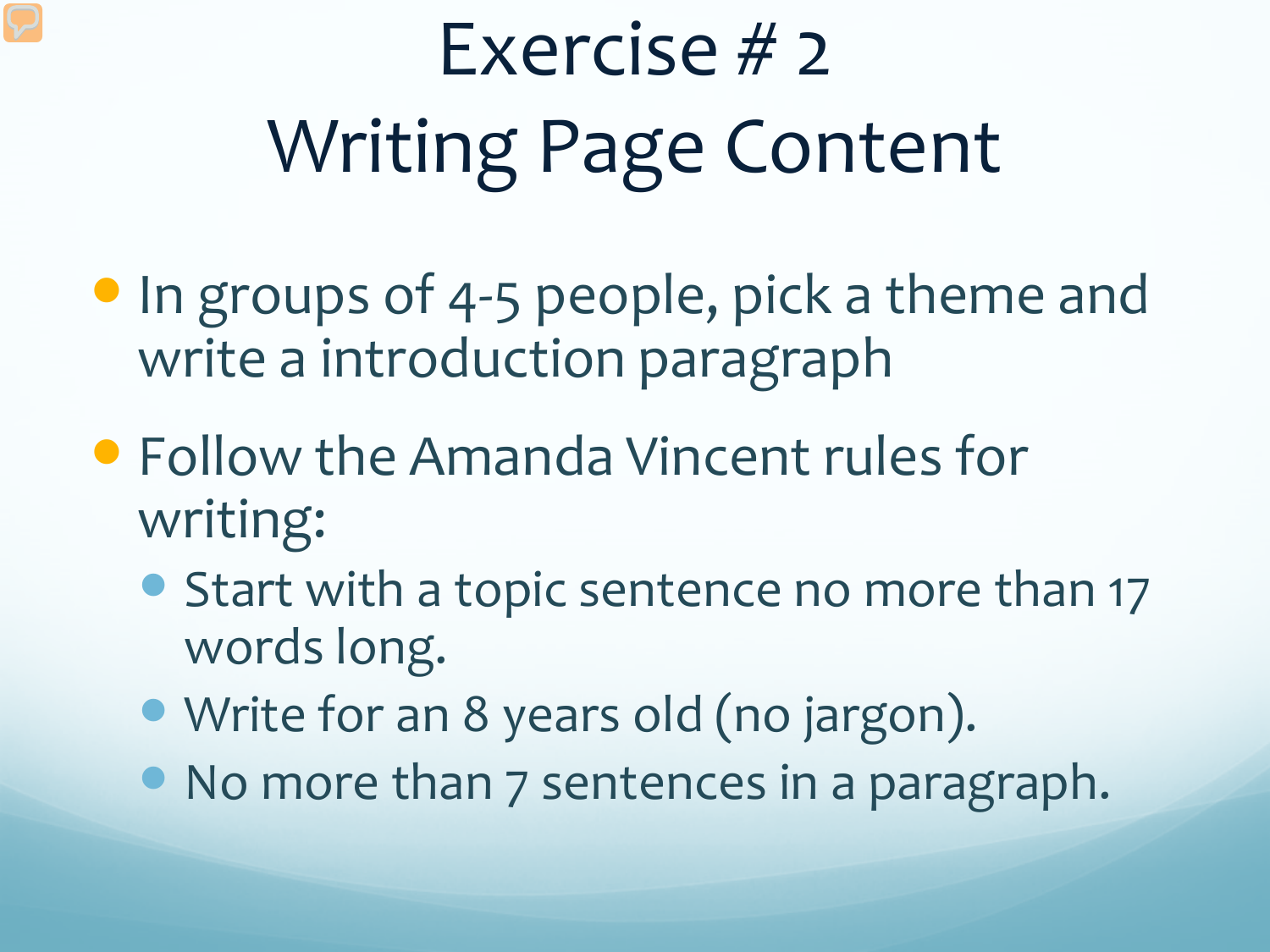# Exercise # 2
# Writing Page Content

- In groups of 4-5 people, pick a theme and write a introduction paragraph
- Follow the Amanda Vincent rules for writing:
  - Start with a topic sentence no more than 17 words long.
  - Write for an 8 years old (no jargon).
  - No more than 7 sentences in a paragraph.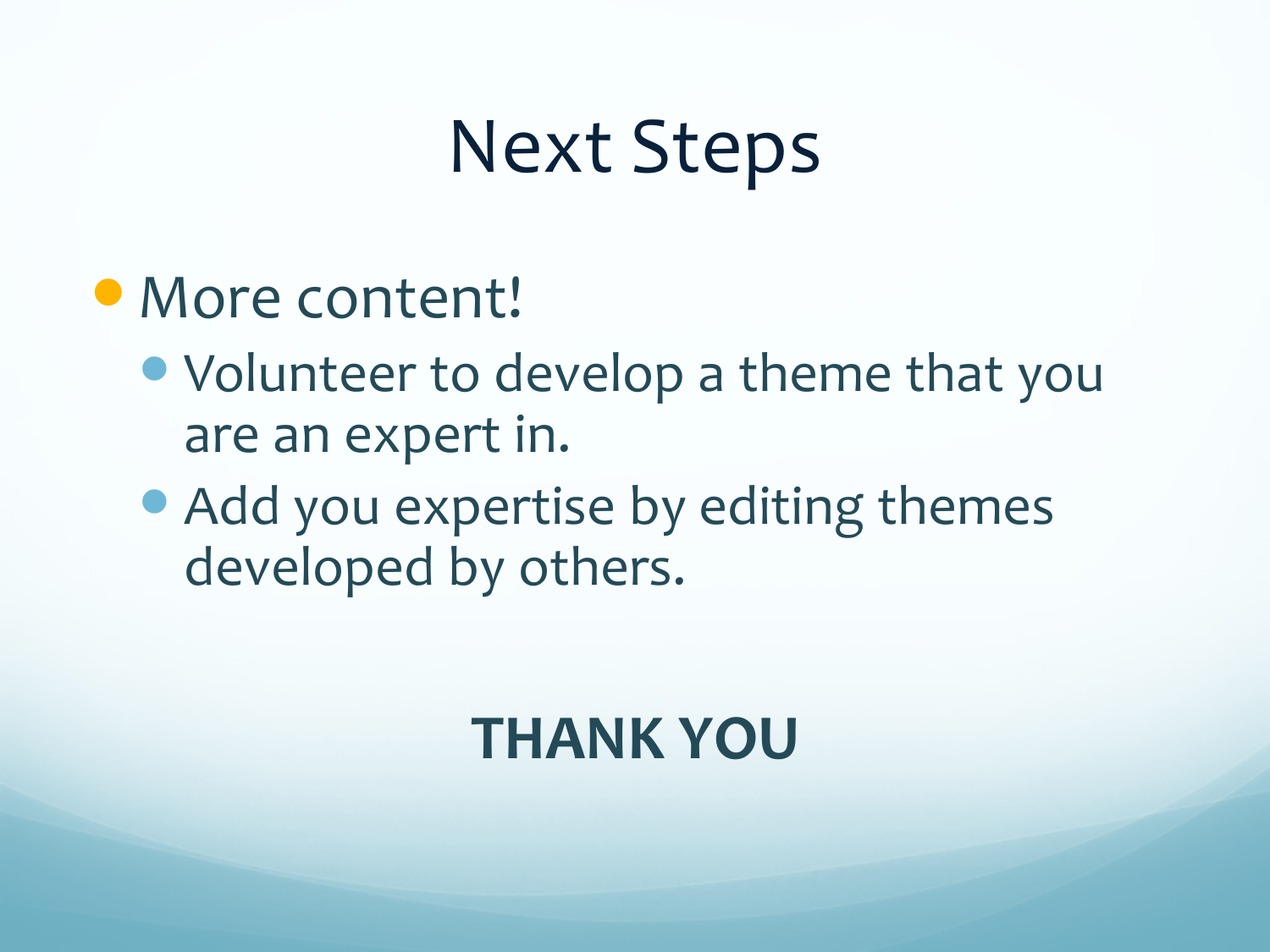# Next Steps

- More content!
  - Volunteer to develop a theme that you are an expert in.
  - Add you expertise by editing themes developed by others.

**THANK YOU**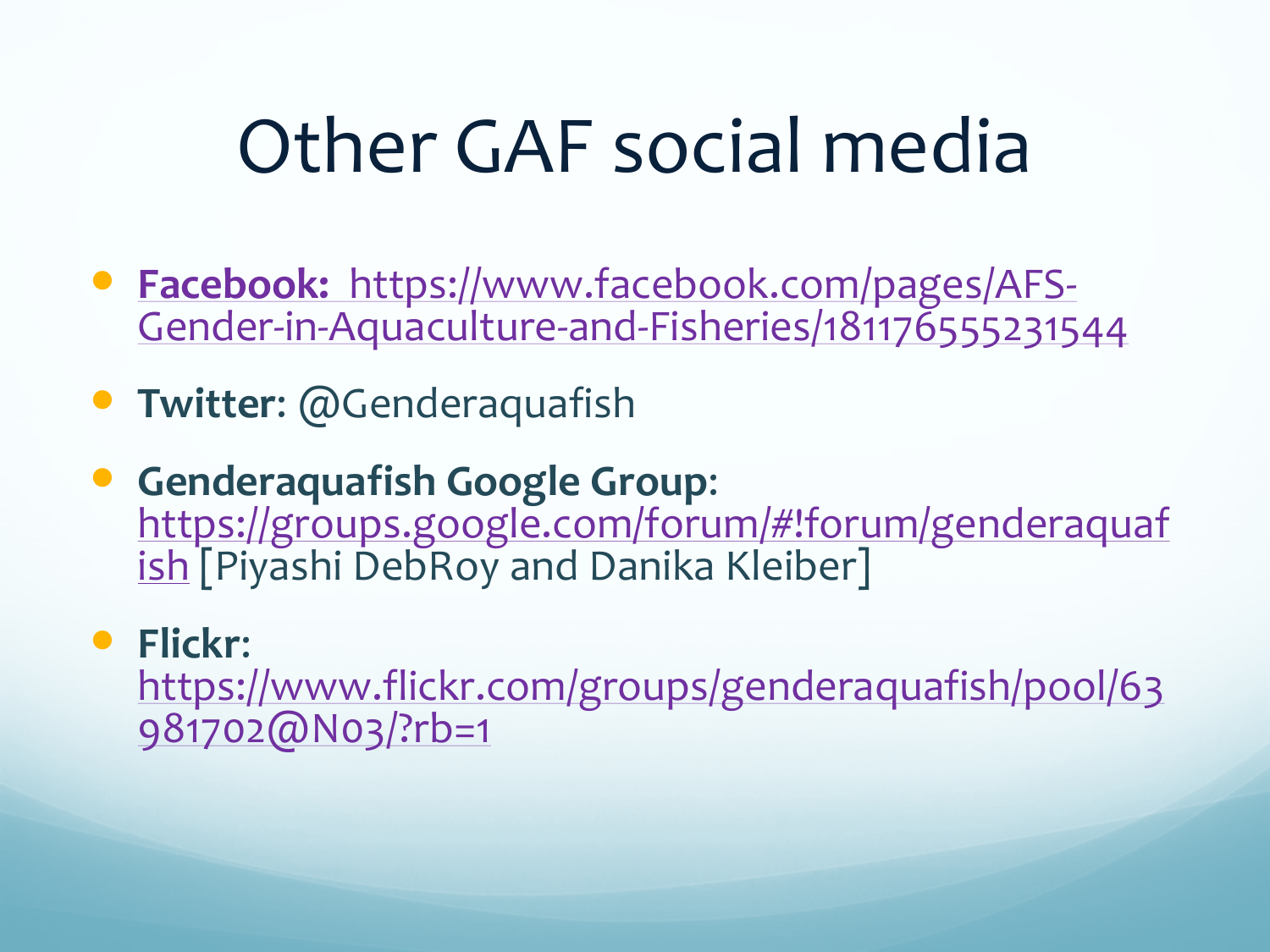# Other GAF social media

- **Facebook:** https://www.facebook.com/pages/AFS-Gender-in-Aquaculture-and-Fisheries/181176555231544
- **Twitter:** @Genderaquafish
- **Genderaquafish Google Group**: https://groups.google.com/forum/#!forum/genderaquafish [Piyashi DebRoy and Danika Kleiber]
- **Flickr**: https://www.flickr.com/groups/genderaquafish/pool/63981702@N03/?rb=1